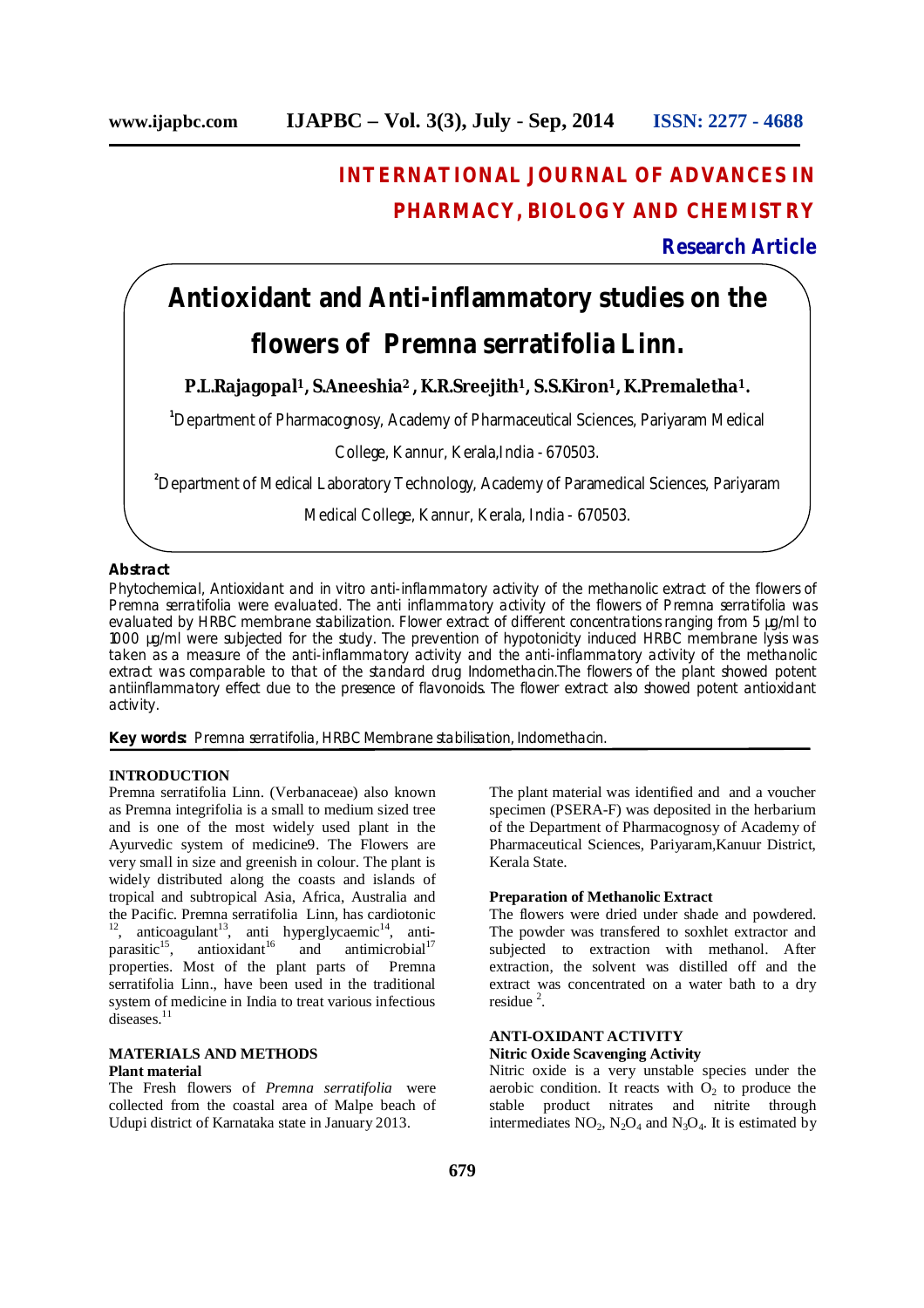INTERNATIONAL JOURNAL OF ADVANCES IN PHARMACY, BIOLOGY AND CHEMISTRY

**Research Article**

# Antioxidant and Anti-inflammatory studies on the flowers of Premna serratifolia Linn.

**P.L.Rajagopal[1], S.Aneeshia[2], K.R.Sreejith[1], S.S.Kiron[1], K.Premaletha[1].**

[1]Department of Pharmacognosy, Academy of Pharmaceutical Sciences, Pariyaram Medical College, Kannur, Kerala,India - 670503.

[2]Department of Medical Laboratory Technology, Academy of Paramedical Sciences, Pariyaram Medical College, Kannur, Kerala, India - 670503.

## Abstract

Phytochemical, Antioxidant and in vitro anti-inflammatory activity of the methanolic extract of the flowers of Premna serratifolia were evaluated. The anti inflammatory activity of the flowers of Premna serratifolia was evaluated by HRBC membrane stabilization. Flower extract of different concentrations ranging from 5 µg/ml to 1000 µg/ml were subjected for the study. The prevention of hypotonicity induced HRBC membrane lysis was taken as a measure of the anti-inflammatory activity and the anti-inflammatory activity of the methanolic extract was comparable to that of the standard drug Indomethacin.The flowers of the plant showed potent antiinflammatory effect due to the presence of flavonoids. The flower extract also showed potent antioxidant activity.

**Key words:** Premna serratifolia, HRBC Membrane stabilisation, Indomethacin.

## INTRODUCTION

Premna serratifolia Linn. (Verbanaceae) also known as Premna integrifolia is a small to medium sized tree and is one of the most widely used plant in the Ayurvedic system of medicine9. The Flowers are very small in size and greenish in colour. The plant is widely distributed along the coasts and islands of tropical and subtropical Asia, Africa, Australia and the Pacific. Premna serratifolia Linn, has cardiotonic [12], anticoagulant[13], anti hyperglycaemic[14], anti-parasitic[15], antioxidant[16] and antimicrobial[17] properties. Most of the plant parts of Premna serratifolia Linn., have been used in the traditional system of medicine in India to treat various infectious diseases.[11]

## MATERIALS AND METHODS

### Plant material

The Fresh flowers of *Premna serratifolia* were collected from the coastal area of Malpe beach of Udupi district of Karnataka state in January 2013.

The plant material was identified and and a voucher specimen (PSERA-F) was deposited in the herbarium of the Department of Pharmacognosy of Academy of Pharmaceutical Sciences, Pariyaram,Kanuur District, Kerala State.

### Preparation of Methanolic Extract

The flowers were dried under shade and powdered. The powder was transfered to soxhlet extractor and subjected to extraction with methanol. After extraction, the solvent was distilled off and the extract was concentrated on a water bath to a dry residue [2].

## ANTI-OXIDANT ACTIVITY

### Nitric Oxide Scavenging Activity

Nitric oxide is a very unstable species under the aerobic condition. It reacts with $O_2$ to produce the stable product nitrates and nitrite through intermediates $NO_2$, $N_2O_4$ and $N_3O_4$. It is estimated by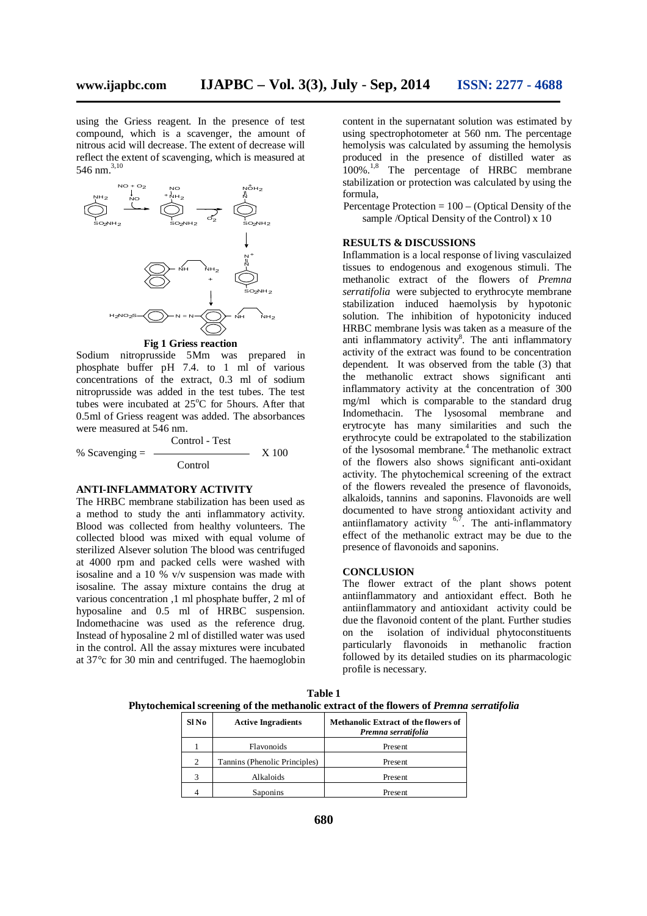using the Griess reagent. In the presence of test compound, which is a scavenger, the amount of nitrous acid will decrease. The extent of decrease will reflect the extent of scavenging, which is measured at 546 nm.[3,10]

**Fig 1 Griess reaction**

Sodium nitroprusside 5Mm was prepared in phosphate buffer pH 7.4. to 1 ml of various concentrations of the extract, 0.3 ml of sodium nitroprusside was added in the test tubes. The test tubes were incubated at 25°C for 5hours. After that 0.5ml of Griess reagent was added. The absorbances were measured at 546 nm.

$$\% \text{ Scavenging} = \frac{\text{Control} - \text{Test}}{\text{Control}} \times 100$$

## ANTI-INFLAMMATORY ACTIVITY

The HRBC membrane stabilization has been used as a method to study the anti inflammatory activity. Blood was collected from healthy volunteers. The collected blood was mixed with equal volume of sterilized Alsever solution The blood was centrifuged at 4000 rpm and packed cells were washed with isosaline and a 10 % v/v suspension was made with isosaline. The assay mixture contains the drug at various concentration ,1 ml phosphate buffer, 2 ml of hyposaline and 0.5 ml of HRBC suspension. Indomethacine was used as the reference drug. Instead of hyposaline 2 ml of distilled water was used in the control. All the assay mixtures were incubated at 37°c for 30 min and centrifuged. The haemoglobin content in the supernatant solution was estimated by using spectrophotometer at 560 nm. The percentage hemolysis was calculated by assuming the hemolysis produced in the presence of distilled water as 100%.[1,8] The percentage of HRBC membrane stabilization or protection was calculated by using the formula,

Percentage Protection = 100 – (Optical Density of the sample /Optical Density of the Control) x 10

## RESULTS & DISCUSSIONS

Inflammation is a local response of living vasculaized tissues to endogenous and exogenous stimuli. The methanolic extract of the flowers of *Premna serratifolia* were subjected to erythrocyte membrane stabilization induced haemolysis by hypotonic solution. The inhibition of hypotonicity induced HRBC membrane lysis was taken as a measure of the anti inflammatory activity[8]. The anti inflammatory activity of the extract was found to be concentration dependent. It was observed from the table (3) that the methanolic extract shows significant anti inflammatory activity at the concentration of 300 mg/ml which is comparable to the standard drug Indomethacin. The lysosomal membrane and erytrocyte has many similarities and such the erythrocyte could be extrapolated to the stabilization of the lysosomal membrane.[4] The methanolic extract of the flowers also shows significant anti-oxidant activity. The phytochemical screening of the extract of the flowers revealed the presence of flavonoids, alkaloids, tannins and saponins. Flavonoids are well documented to have strong antioxidant activity and antiinflamatory activity [6,7]. The anti-inflammatory effect of the methanolic extract may be due to the presence of flavonoids and saponins.

## CONCLUSION

The flower extract of the plant shows potent antiinflammatory and antioxidant effect. Both he antiinflammatory and antioxidant activity could be due the flavonoid content of the plant. Further studies on the isolation of individual phytoconstituents particularly flavonoids in methanolic fraction followed by its detailed studies on its pharmacologic profile is necessary.

**Table 1**
**Phytochemical screening of the methanolic extract of the flowers of *Premna serratifolia***

| Sl No | Active Ingradients | Methanolic Extract of the flowers of *Premna serratifolia* |
|---|---|---|
| 1 | Flavonoids | Present |
| 2 | Tannins (Phenolic Principles) | Present |
| 3 | Alkaloids | Present |
| 4 | Saponins | Present |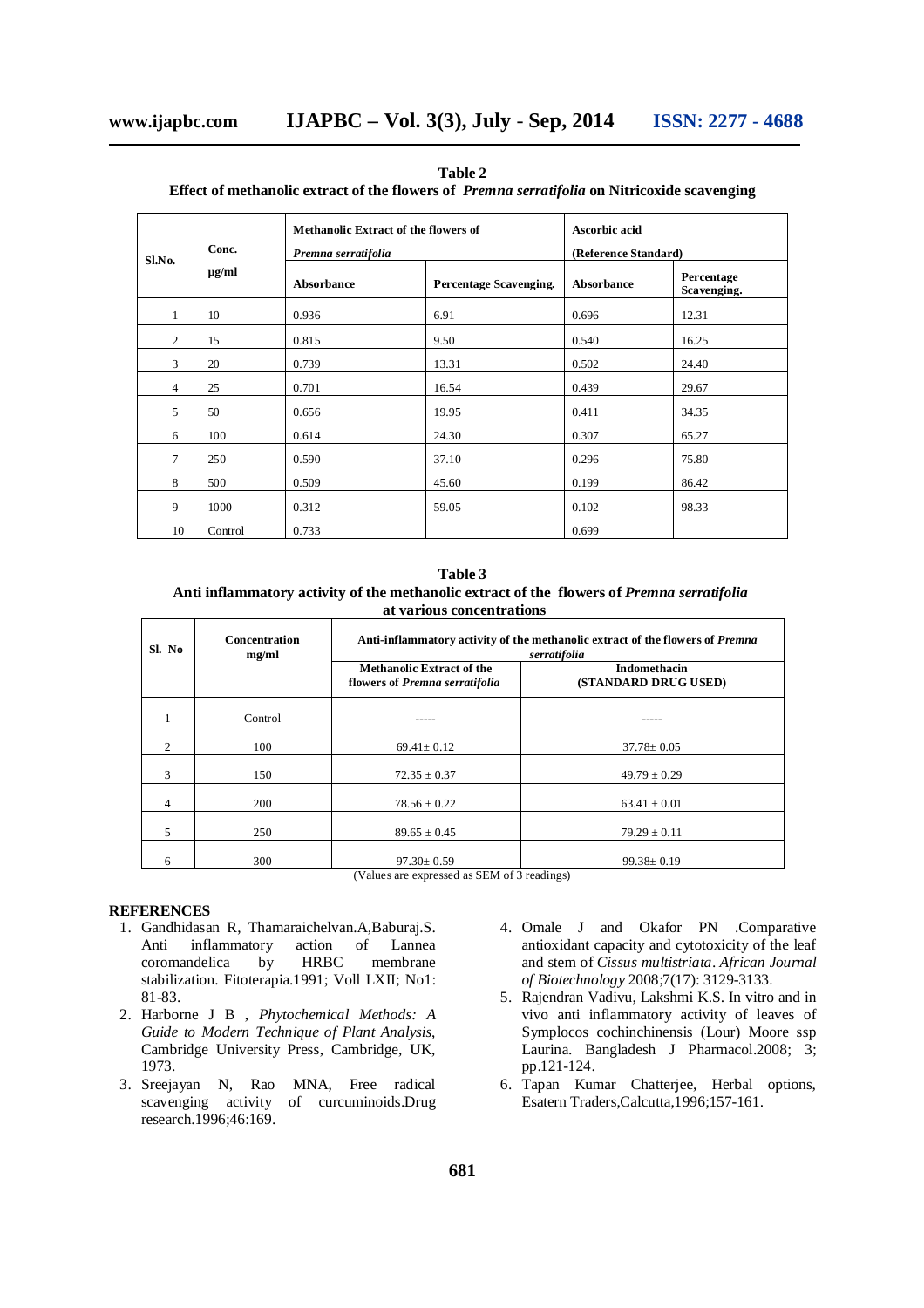**Table 2**
**Effect of methanolic extract of the flowers of *Premna serratifolia* on Nitricoxide scavenging**

| Sl.No. | Conc. µg/ml | Methanolic Extract of the flowers of *Premna serratifolia* | | Ascorbic acid (Reference Standard) | |
|---|---|---|---|---|---|
| | | Absorbance | Percentage Scavenging. | Absorbance | Percentage Scavenging. |
| 1 | 10 | 0.936 | 6.91 | 0.696 | 12.31 |
| 2 | 15 | 0.815 | 9.50 | 0.540 | 16.25 |
| 3 | 20 | 0.739 | 13.31 | 0.502 | 24.40 |
| 4 | 25 | 0.701 | 16.54 | 0.439 | 29.67 |
| 5 | 50 | 0.656 | 19.95 | 0.411 | 34.35 |
| 6 | 100 | 0.614 | 24.30 | 0.307 | 65.27 |
| 7 | 250 | 0.590 | 37.10 | 0.296 | 75.80 |
| 8 | 500 | 0.509 | 45.60 | 0.199 | 86.42 |
| 9 | 1000 | 0.312 | 59.05 | 0.102 | 98.33 |
| 10 | Control | 0.733 | | 0.699 | |

**Table 3**
**Anti inflammatory activity of the methanolic extract of the flowers of *Premna serratifolia* at various concentrations**

| Sl. No | Concentration mg/ml | Anti-inflammatory activity of the methanolic extract of the flowers of *Premna serratifolia* | |
|---|---|---|---|
| | | Methanolic Extract of the flowers of *Premna serratifolia* | Indomethacin (STANDARD DRUG USED) |
| 1 | Control | ----- | ----- |
| 2 | 100 | 69.41± 0.12 | 37.78± 0.05 |
| 3 | 150 | 72.35 ± 0.37 | 49.79 ± 0.29 |
| 4 | 200 | 78.56 ± 0.22 | 63.41 ± 0.01 |
| 5 | 250 | 89.65 ± 0.45 | 79.29 ± 0.11 |
| 6 | 300 | 97.30± 0.59 | 99.38± 0.19 |

(Values are expressed as SEM of 3 readings)

## REFERENCES

1. Gandhidasan R, Thamaraichelvan.A,Baburaj.S. Anti inflammatory action of Lannea coromandelica by HRBC membrane stabilization. Fitoterapia.1991; Voll LXII; No1: 81-83.
2. Harborne J B , *Phytochemical Methods: A Guide to Modern Technique of Plant Analysis*, Cambridge University Press, Cambridge, UK, 1973.
3. Sreejayan N, Rao MNA, Free radical scavenging activity of curcuminoids.Drug research.1996;46:169.
4. Omale J and Okafor PN .Comparative antioxidant capacity and cytotoxicity of the leaf and stem of *Cissus multistriata*. *African Journal of Biotechnology* 2008;7(17): 3129-3133.
5. Rajendran Vadivu, Lakshmi K.S. In vitro and in vivo anti inflammatory activity of leaves of Symplocos cochinchinensis (Lour) Moore ssp Laurina. Bangladesh J Pharmacol.2008; 3; pp.121-124.
6. Tapan Kumar Chatterjee, Herbal options, Esatern Traders,Calcutta,1996;157-161.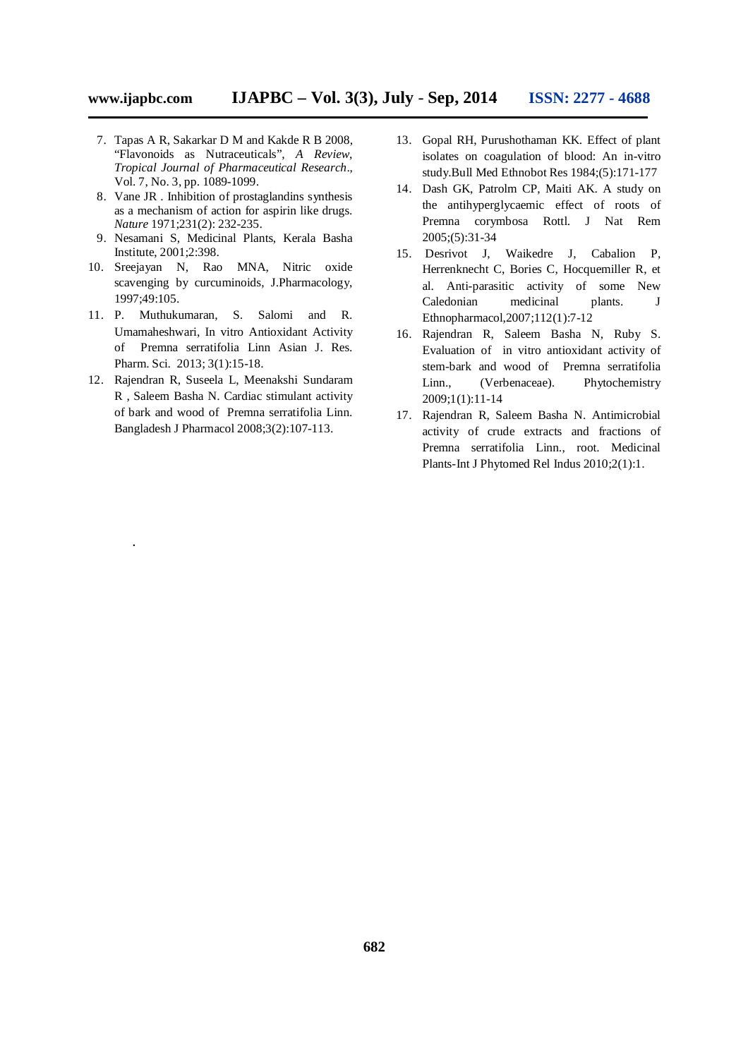7. Tapas A R, Sakarkar D M and Kakde R B 2008, "Flavonoids as Nutraceuticals", *A Review, Tropical Journal of Pharmaceutical Research*., Vol. 7, No. 3, pp. 1089-1099.
8. Vane JR . Inhibition of prostaglandins synthesis as a mechanism of action for aspirin like drugs. *Nature* 1971;231(2): 232-235.
9. Nesamani S, Medicinal Plants, Kerala Basha Institute, 2001;2:398.
10. Sreejayan N, Rao MNA, Nitric oxide scavenging by curcuminoids, J.Pharmacology, 1997;49:105.
11. P. Muthukumaran, S. Salomi and R. Umamaheshwari, In vitro Antioxidant Activity of Premna serratifolia Linn Asian J. Res. Pharm. Sci. 2013; 3(1):15-18.
12. Rajendran R, Suseela L, Meenakshi Sundaram R , Saleem Basha N. Cardiac stimulant activity of bark and wood of Premna serratifolia Linn. Bangladesh J Pharmacol 2008;3(2):107-113.
13. Gopal RH, Purushothaman KK. Effect of plant isolates on coagulation of blood: An in-vitro study.Bull Med Ethnobot Res 1984;(5):171-177
14. Dash GK, Patrolm CP, Maiti AK. A study on the antihyperglycaemic effect of roots of Premna corymbosa Rottl. J Nat Rem 2005;(5):31-34
15. Desrivot J, Waikedre J, Cabalion P, Herrenknecht C, Bories C, Hocquemiller R, et al. Anti-parasitic activity of some New Caledonian medicinal plants. J Ethnopharmacol,2007;112(1):7-12
16. Rajendran R, Saleem Basha N, Ruby S. Evaluation of in vitro antioxidant activity of stem-bark and wood of Premna serratifolia Linn., (Verbenaceae). Phytochemistry 2009;1(1):11-14
17. Rajendran R, Saleem Basha N. Antimicrobial activity of crude extracts and fractions of Premna serratifolia Linn., root. Medicinal Plants-Int J Phytomed Rel Indus 2010;2(1):1.